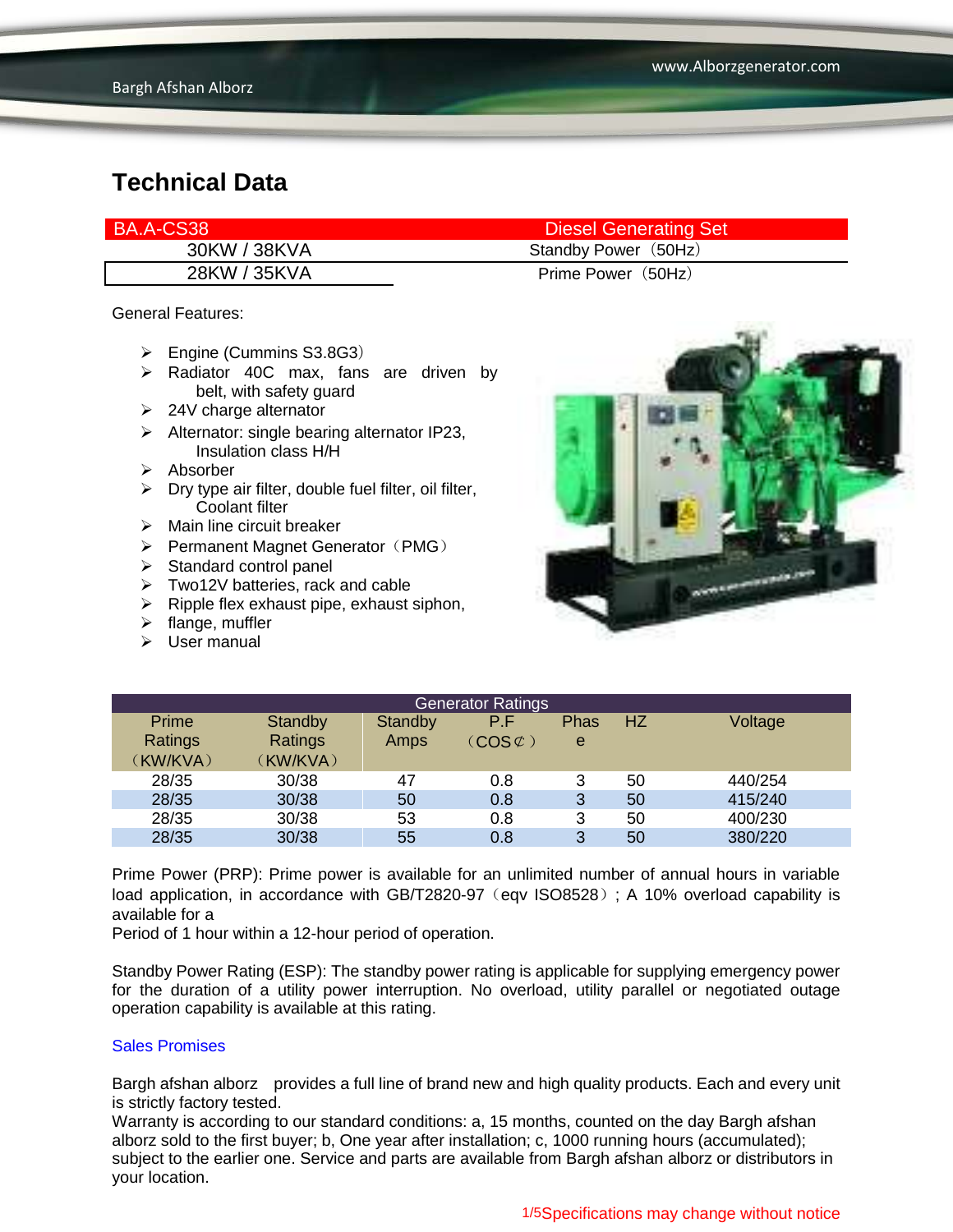# Technical Data

| BA.A-CS38 | Diesel Generating Set |
|---|---|
| 30KW / 38KVA | Standby Power（50Hz） |
| 28KW / 35KVA | Prime Power（50Hz） |

General Features:

- Engine (Cummins S3.8G3)
- Radiator 40C max, fans are driven by belt, with safety guard
- 24V charge alternator
- Alternator: single bearing alternator IP23, Insulation class H/H
- Absorber
- Dry type air filter, double fuel filter, oil filter, Coolant filter
- Main line circuit breaker
- Permanent Magnet Generator（PMG）
- Standard control panel
- Two12V batteries, rack and cable
- Ripple flex exhaust pipe, exhaust siphon,
- flange, muffler
- User manual

| Generator Ratings | | | | | | |
|---|---|---|---|---|---|---|
| Prime Ratings（KW/KVA） | Standby Ratings（KW/KVA） | Standby Amps | P.F（COS¢） | Phase | HZ | Voltage |
| 28/35 | 30/38 | 47 | 0.8 | 3 | 50 | 440/254 |
| 28/35 | 30/38 | 50 | 0.8 | 3 | 50 | 415/240 |
| 28/35 | 30/38 | 53 | 0.8 | 3 | 50 | 400/230 |
| 28/35 | 30/38 | 55 | 0.8 | 3 | 50 | 380/220 |

Prime Power (PRP): Prime power is available for an unlimited number of annual hours in variable load application, in accordance with GB/T2820-97（eqv ISO8528）; A 10% overload capability is available for a
Period of 1 hour within a 12-hour period of operation.

Standby Power Rating (ESP): The standby power rating is applicable for supplying emergency power for the duration of a utility power interruption. No overload, utility parallel or negotiated outage operation capability is available at this rating.

Sales Promises

Bargh afshan alborz provides a full line of brand new and high quality products. Each and every unit is strictly factory tested.
Warranty is according to our standard conditions: a, 15 months, counted on the day Bargh afshan alborz sold to the first buyer; b, One year after installation; c, 1000 running hours (accumulated); subject to the earlier one. Service and parts are available from Bargh afshan alborz or distributors in your location.

Specifications may change without notice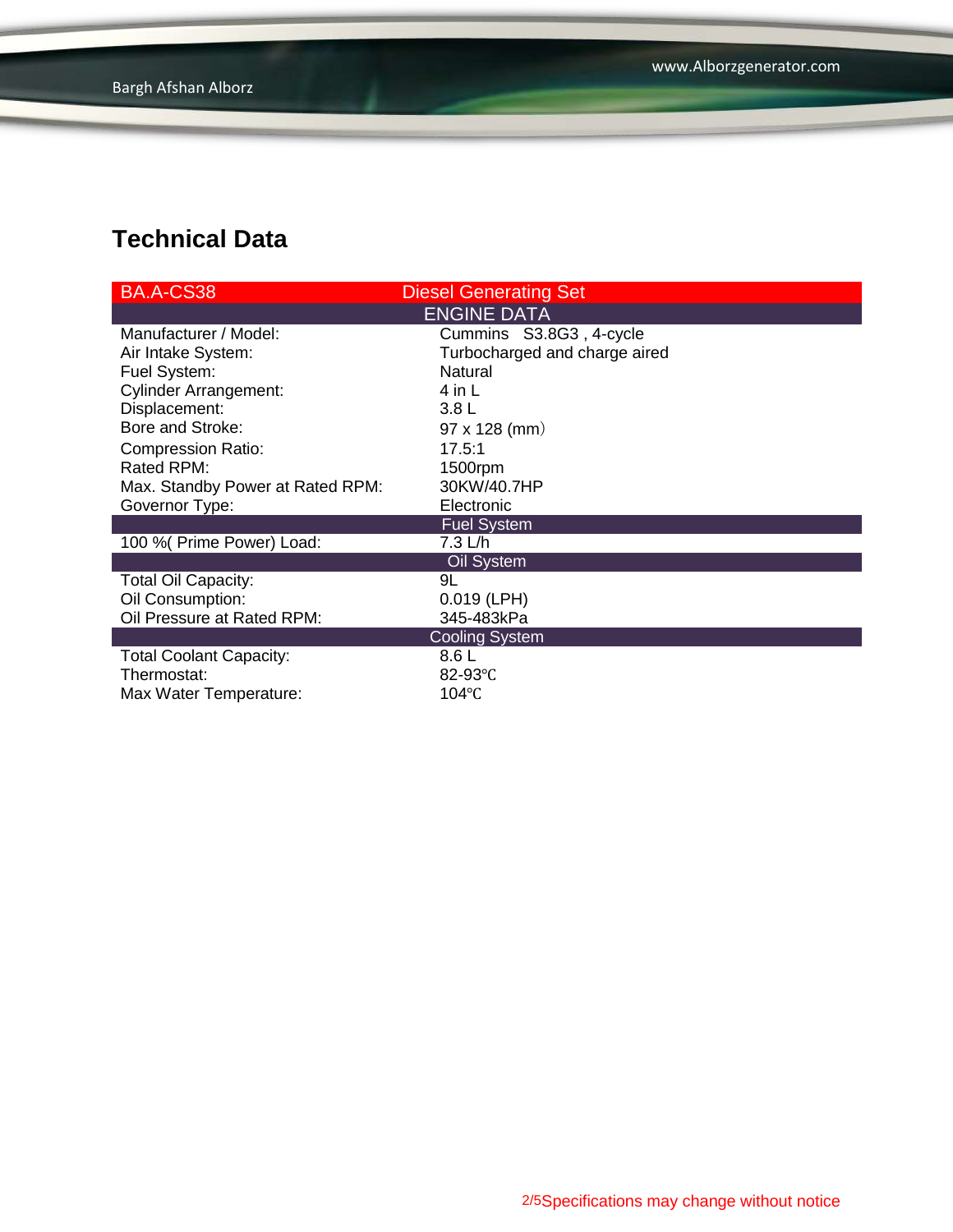## Technical Data

| BA.A-CS38 | Diesel Generating Set |
|---|---|
| **ENGINE DATA** | |
| Manufacturer / Model: | Cummins S3.8G3 , 4-cycle |
| Air Intake System: | Turbocharged and charge aired |
| Fuel System: | Natural |
| Cylinder Arrangement: | 4 in L |
| Displacement: | 3.8 L |
| Bore and Stroke: | 97 x 128 (mm) |
| Compression Ratio: | 17.5:1 |
| Rated RPM: | 1500rpm |
| Max. Standby Power at Rated RPM: | 30KW/40.7HP |
| Governor Type: | Electronic |
| **Fuel System** | |
| 100 %( Prime Power) Load: | 7.3 L/h |
| **Oil System** | |
| Total Oil Capacity: | 9L |
| Oil Consumption: | 0.019 (LPH) |
| Oil Pressure at Rated RPM: | 345-483kPa |
| **Cooling System** | |
| Total Coolant Capacity: | 8.6 L |
| Thermostat: | 82-93℃ |
| Max Water Temperature: | 104℃ |

Specifications may change without notice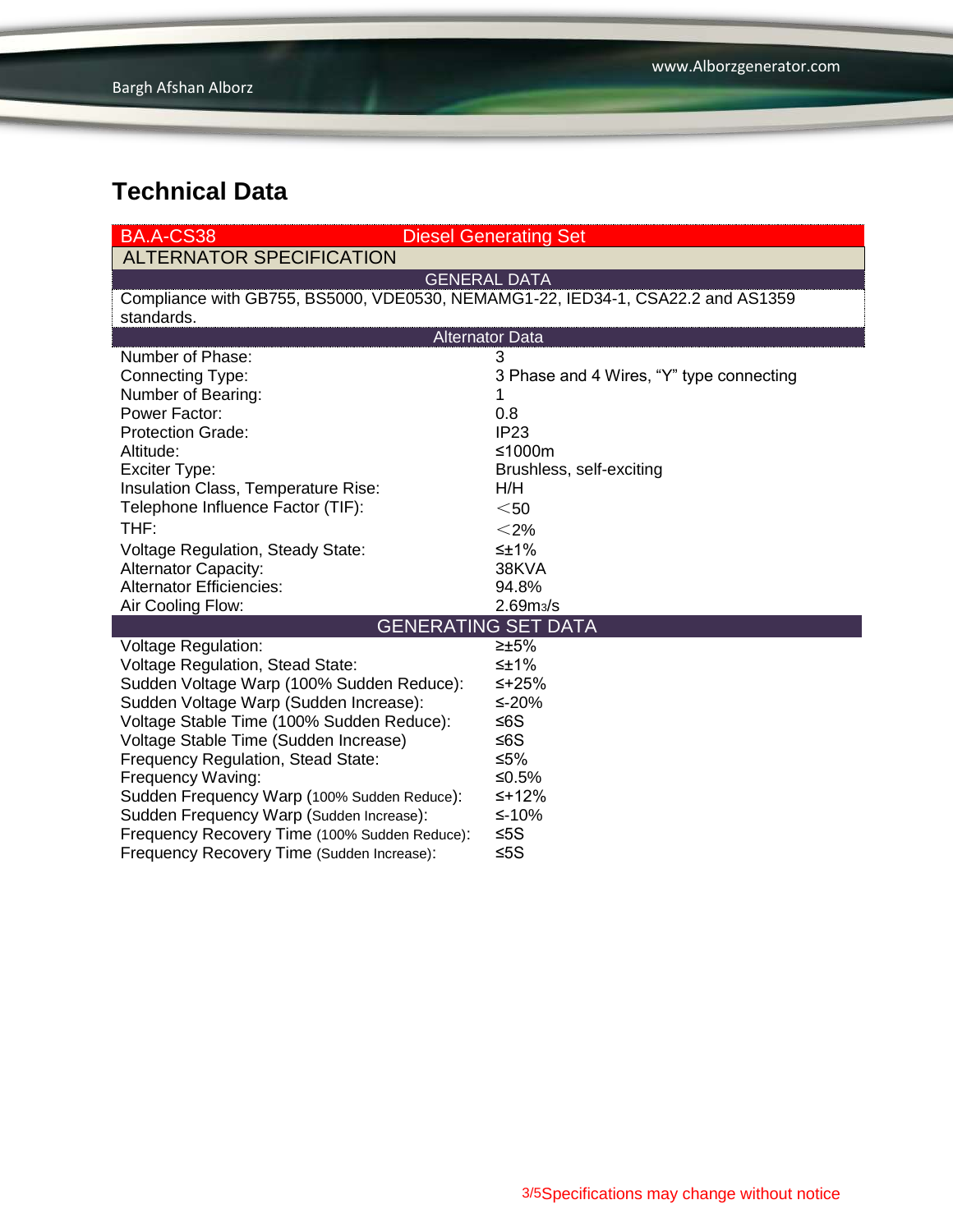# Technical Data

| BA.A-CS38 | Diesel Generating Set |
|---|---|
| **ALTERNATOR SPECIFICATION** | |
| **GENERAL DATA** | |
| Compliance with GB755, BS5000, VDE0530, NEMAMG1-22, IED34-1, CSA22.2 and AS1359 standards. | |
| **Alternator Data** | |
| Number of Phase: | 3 |
| Connecting Type: | 3 Phase and 4 Wires, “Y” type connecting |
| Number of Bearing: | 1 |
| Power Factor: | 0.8 |
| Protection Grade: | IP23 |
| Altitude: | ≤1000m |
| Exciter Type: | Brushless, self-exciting |
| Insulation Class, Temperature Rise: | H/H |
| Telephone Influence Factor (TIF): | ＜50 |
| THF: | ＜2% |
| Voltage Regulation, Steady State: | ≤±1% |
| Alternator Capacity: | 38KVA |
| Alternator Efficiencies: | 94.8% |
| Air Cooling Flow: | 2.69m3/s |
| **GENERATING SET DATA** | |
| Voltage Regulation: | ≥±5% |
| Voltage Regulation, Stead State: | ≤±1% |
| Sudden Voltage Warp (100% Sudden Reduce): | ≤+25% |
| Sudden Voltage Warp (Sudden Increase): | ≤-20% |
| Voltage Stable Time (100% Sudden Reduce): | ≤6S |
| Voltage Stable Time (Sudden Increase) | ≤6S |
| Frequency Regulation, Stead State: | ≤5% |
| Frequency Waving: | ≤0.5% |
| Sudden Frequency Warp (100% Sudden Reduce): | ≤+12% |
| Sudden Frequency Warp (Sudden Increase): | ≤-10% |
| Frequency Recovery Time (100% Sudden Reduce): | ≤5S |
| Frequency Recovery Time (Sudden Increase): | ≤5S |

Specifications may change without notice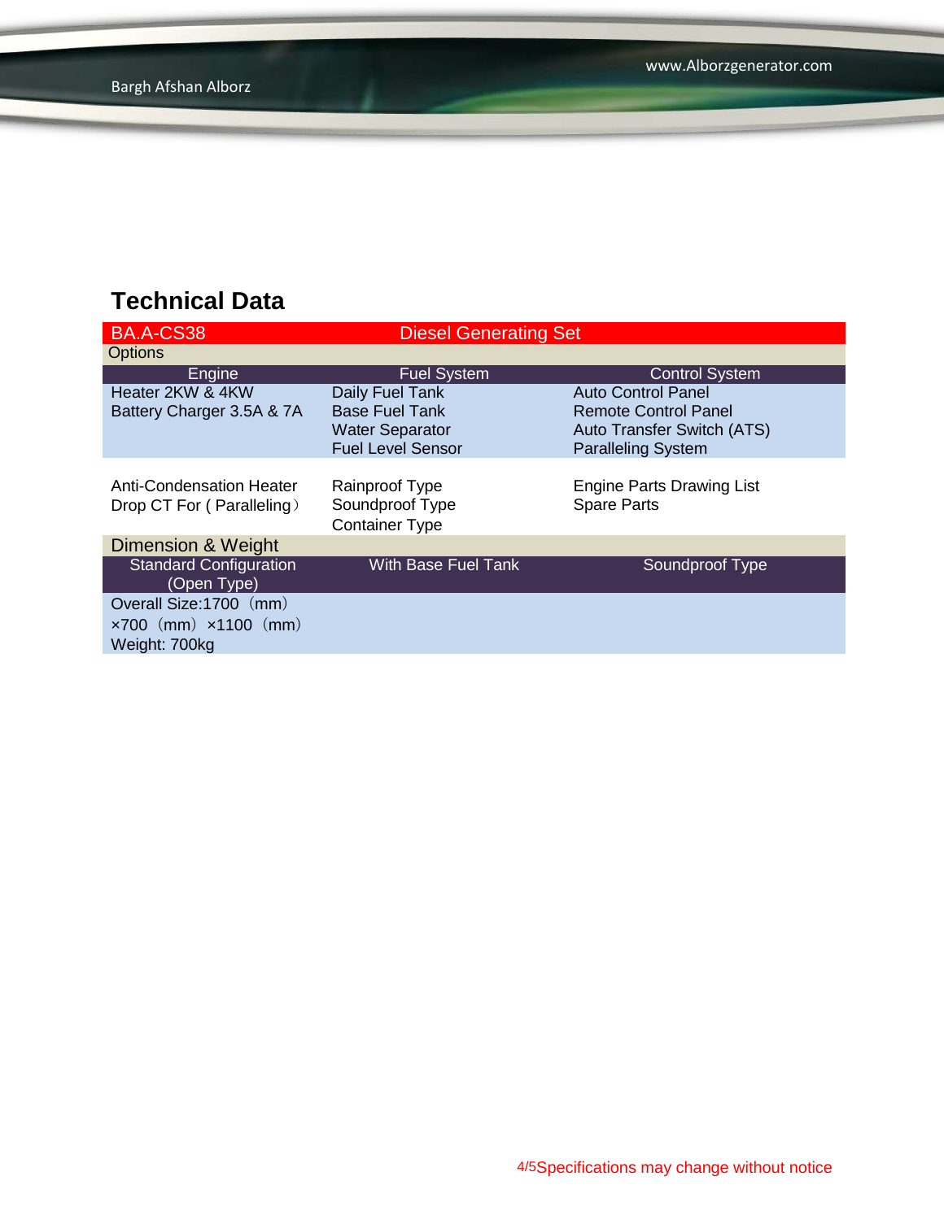## Technical Data

| BA.A-CS38 | Diesel Generating Set | |
|---|---|---|
| Options | | |
| Engine | Fuel System | Control System |
| Heater 2KW & 4KW<br>Battery Charger 3.5A & 7A | Daily Fuel Tank<br>Base Fuel Tank<br>Water Separator<br>Fuel Level Sensor | Auto Control Panel<br>Remote Control Panel<br>Auto Transfer Switch (ATS)<br>Paralleling System |
| Anti-Condensation Heater<br>Drop CT For ( Paralleling） | Rainproof Type<br>Soundproof Type<br>Container Type | Engine Parts Drawing List<br>Spare Parts |
| Dimension & Weight | | |
| Standard Configuration (Open Type) | With Base Fuel Tank | Soundproof Type |
| Overall Size:1700（mm）×700（mm）×1100（mm）<br>Weight: 700kg | | |

Specifications may change without notice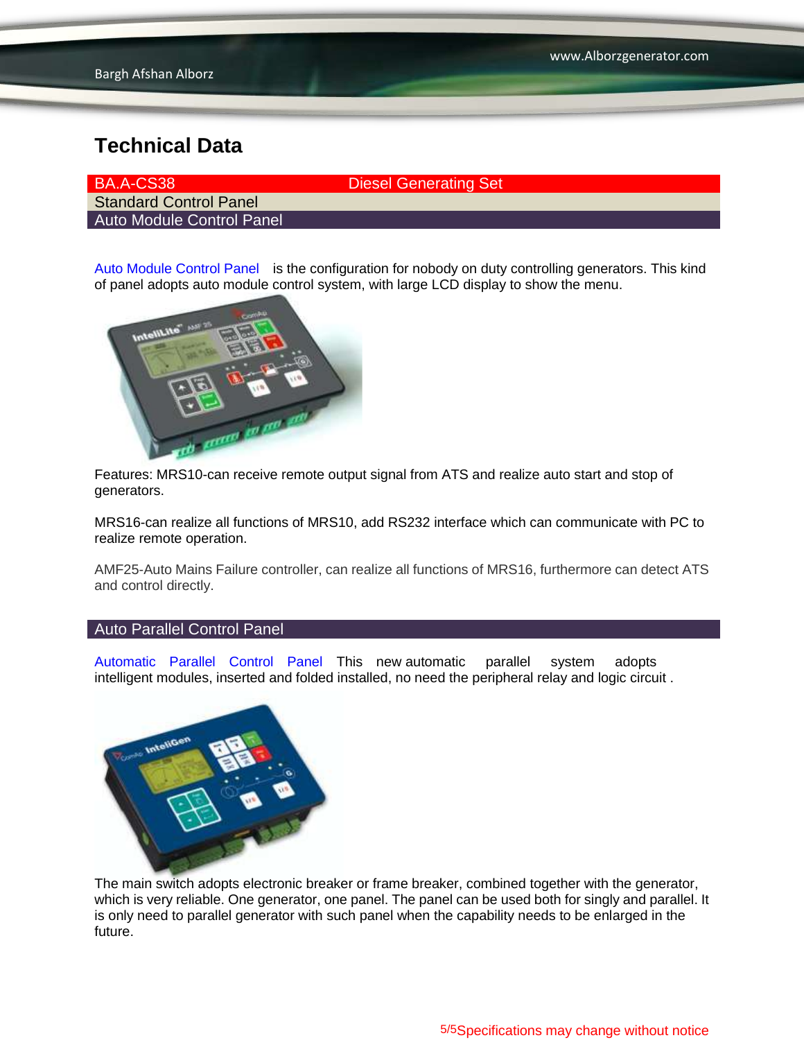## Technical Data

| BA.A-CS38 | Diesel Generating Set |
|---|---|
| Standard Control Panel | |
| Auto Module Control Panel | |

Auto Module Control Panel is the configuration for nobody on duty controlling generators. This kind of panel adopts auto module control system, with large LCD display to show the menu.

Features: MRS10-can receive remote output signal from ATS and realize auto start and stop of generators.

MRS16-can realize all functions of MRS10, add RS232 interface which can communicate with PC to realize remote operation.

AMF25-Auto Mains Failure controller, can realize all functions of MRS16, furthermore can detect ATS and control directly.

### Auto Parallel Control Panel

Automatic Parallel Control Panel This new automatic parallel system adopts intelligent modules, inserted and folded installed, no need the peripheral relay and logic circuit .

The main switch adopts electronic breaker or frame breaker, combined together with the generator, which is very reliable. One generator, one panel. The panel can be used both for singly and parallel. It is only need to parallel generator with such panel when the capability needs to be enlarged in the future.

Specifications may change without notice